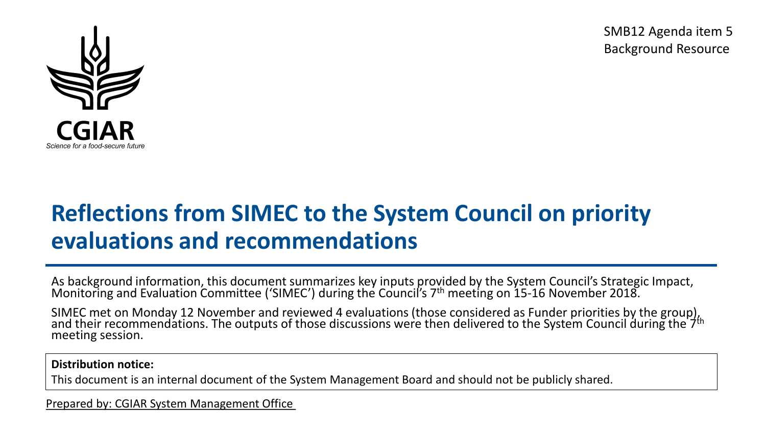CGIAR

*Science for a food-secure future*

SMB12 Agenda item 5
Background Resource

# Reflections from SIMEC to the System Council on priority evaluations and recommendations

As background information, this document summarizes key inputs provided by the System Council's Strategic Impact, Monitoring and Evaluation Committee ('SIMEC') during the Council's 7th meeting on 15-16 November 2018.

SIMEC met on Monday 12 November and reviewed 4 evaluations (those considered as Funder priorities by the group), and their recommendations. The outputs of those discussions were then delivered to the System Council during the 7th meeting session.

**Distribution notice:**

This document is an internal document of the System Management Board and should not be publicly shared.

Prepared by: CGIAR System Management Office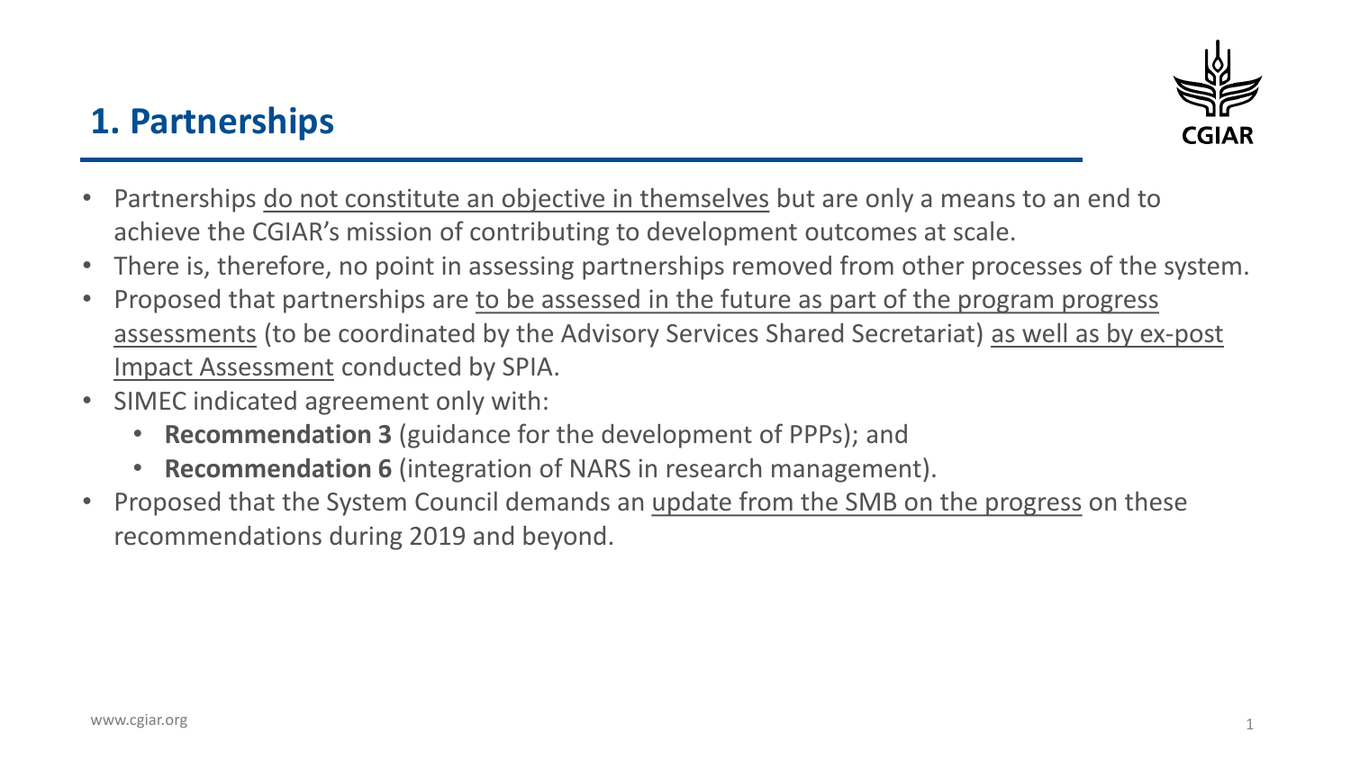# 1. Partnerships

- Partnerships do not constitute an objective in themselves but are only a means to an end to achieve the CGIAR's mission of contributing to development outcomes at scale.
- There is, therefore, no point in assessing partnerships removed from other processes of the system.
- Proposed that partnerships are to be assessed in the future as part of the program progress assessments (to be coordinated by the Advisory Services Shared Secretariat) as well as by ex-post Impact Assessment conducted by SPIA.
- SIMEC indicated agreement only with:
  - **Recommendation 3** (guidance for the development of PPPs); and
  - **Recommendation 6** (integration of NARS in research management).
- Proposed that the System Council demands an update from the SMB on the progress on these recommendations during 2019 and beyond.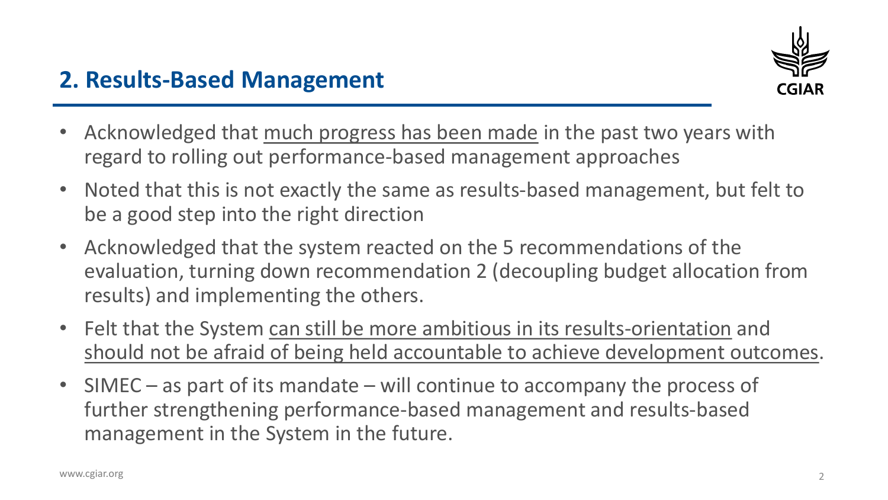## 2. Results-Based Management

- Acknowledged that <u>much progress has been made</u> in the past two years with regard to rolling out performance-based management approaches
- Noted that this is not exactly the same as results-based management, but felt to be a good step into the right direction
- Acknowledged that the system reacted on the 5 recommendations of the evaluation, turning down recommendation 2 (decoupling budget allocation from results) and implementing the others.
- Felt that the System <u>can still be more ambitious in its results-orientation</u> and <u>should not be afraid of being held accountable to achieve development outcomes</u>.
- SIMEC – as part of its mandate – will continue to accompany the process of further strengthening performance-based management and results-based management in the System in the future.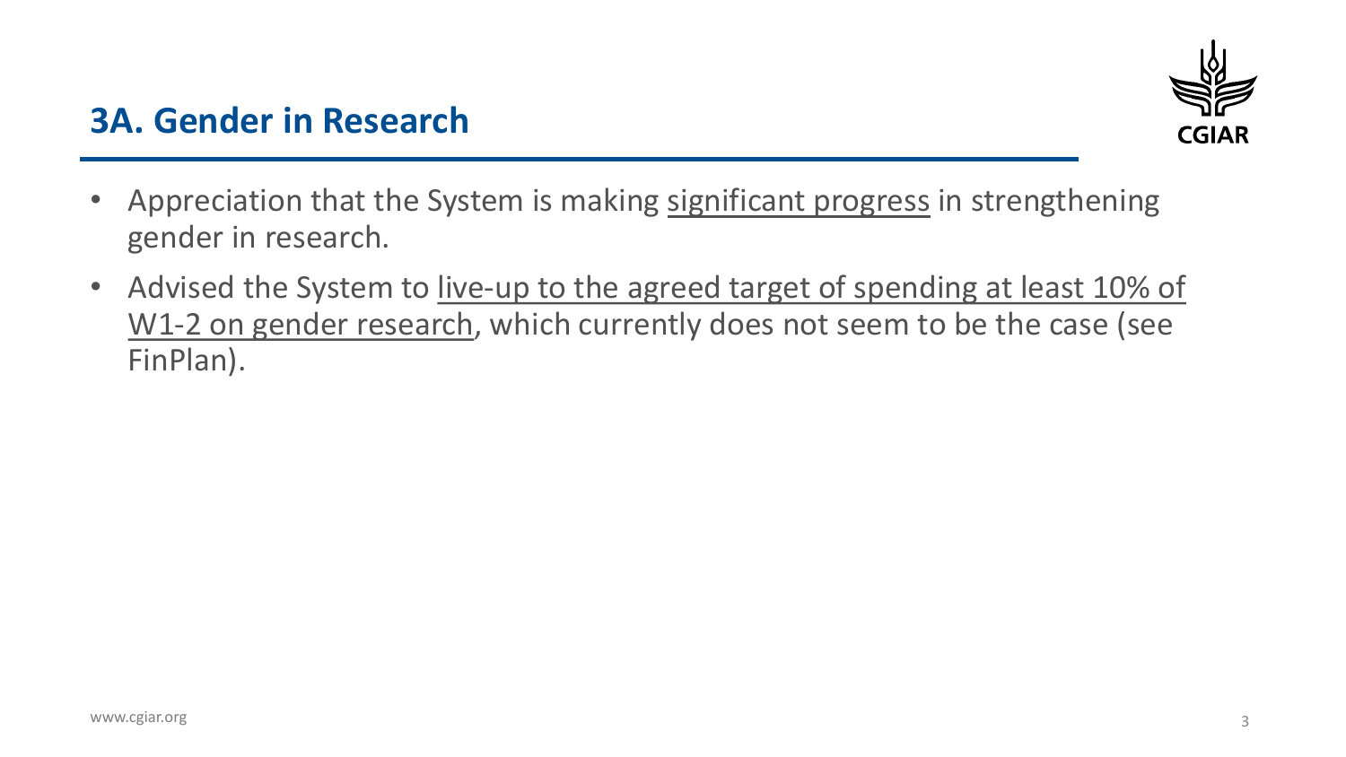## 3A. Gender in Research

- Appreciation that the System is making significant progress in strengthening gender in research.
- Advised the System to live-up to the agreed target of spending at least 10% of W1-2 on gender research, which currently does not seem to be the case (see FinPlan).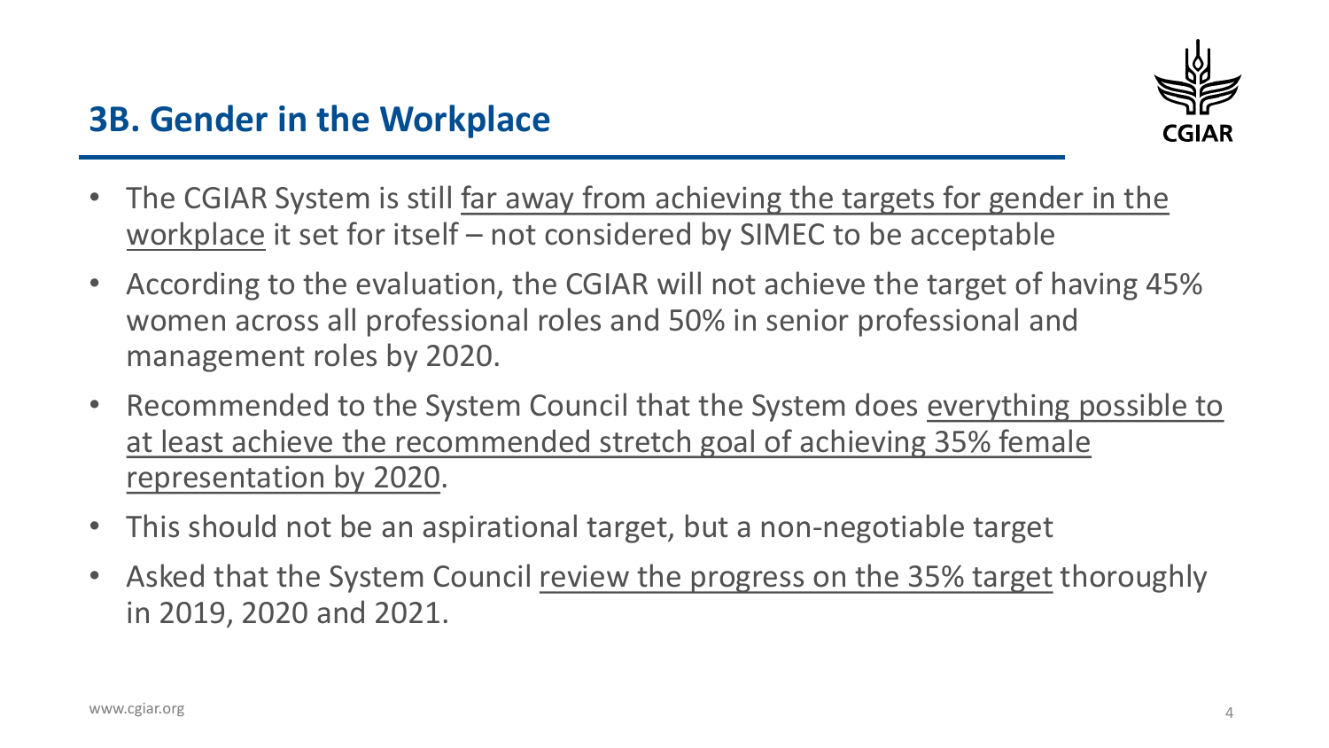## 3B. Gender in the Workplace

- The CGIAR System is still far away from achieving the targets for gender in the workplace it set for itself – not considered by SIMEC to be acceptable
- According to the evaluation, the CGIAR will not achieve the target of having 45% women across all professional roles and 50% in senior professional and management roles by 2020.
- Recommended to the System Council that the System does everything possible to at least achieve the recommended stretch goal of achieving 35% female representation by 2020.
- This should not be an aspirational target, but a non-negotiable target
- Asked that the System Council review the progress on the 35% target thoroughly in 2019, 2020 and 2021.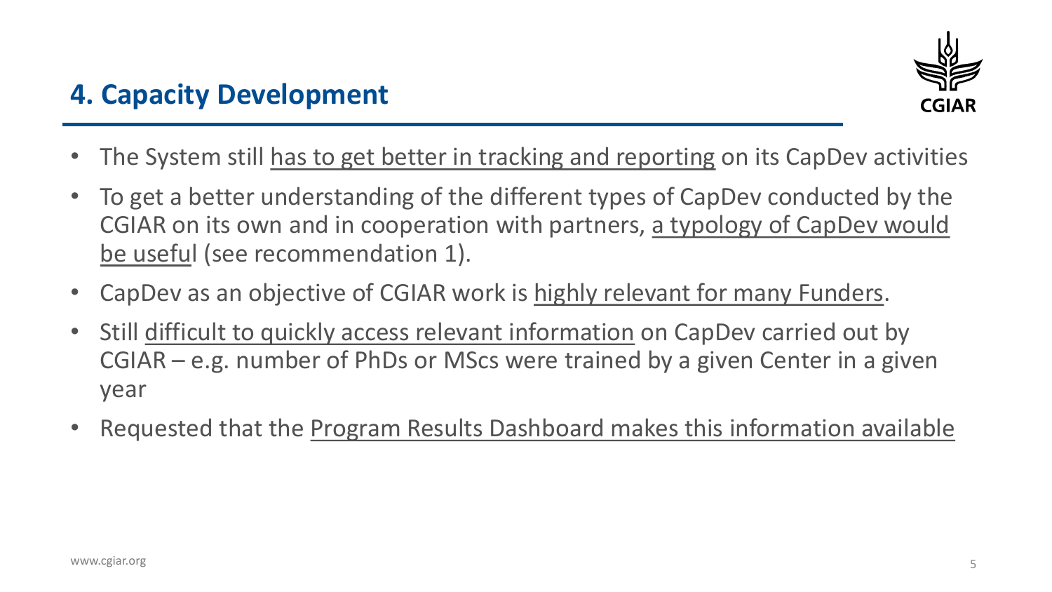## 4. Capacity Development

- The System still has to get better in tracking and reporting on its CapDev activities
- To get a better understanding of the different types of CapDev conducted by the CGIAR on its own and in cooperation with partners, a typology of CapDev would be useful (see recommendation 1).
- CapDev as an objective of CGIAR work is highly relevant for many Funders.
- Still difficult to quickly access relevant information on CapDev carried out by CGIAR – e.g. number of PhDs or MScs were trained by a given Center in a given year
- Requested that the Program Results Dashboard makes this information available